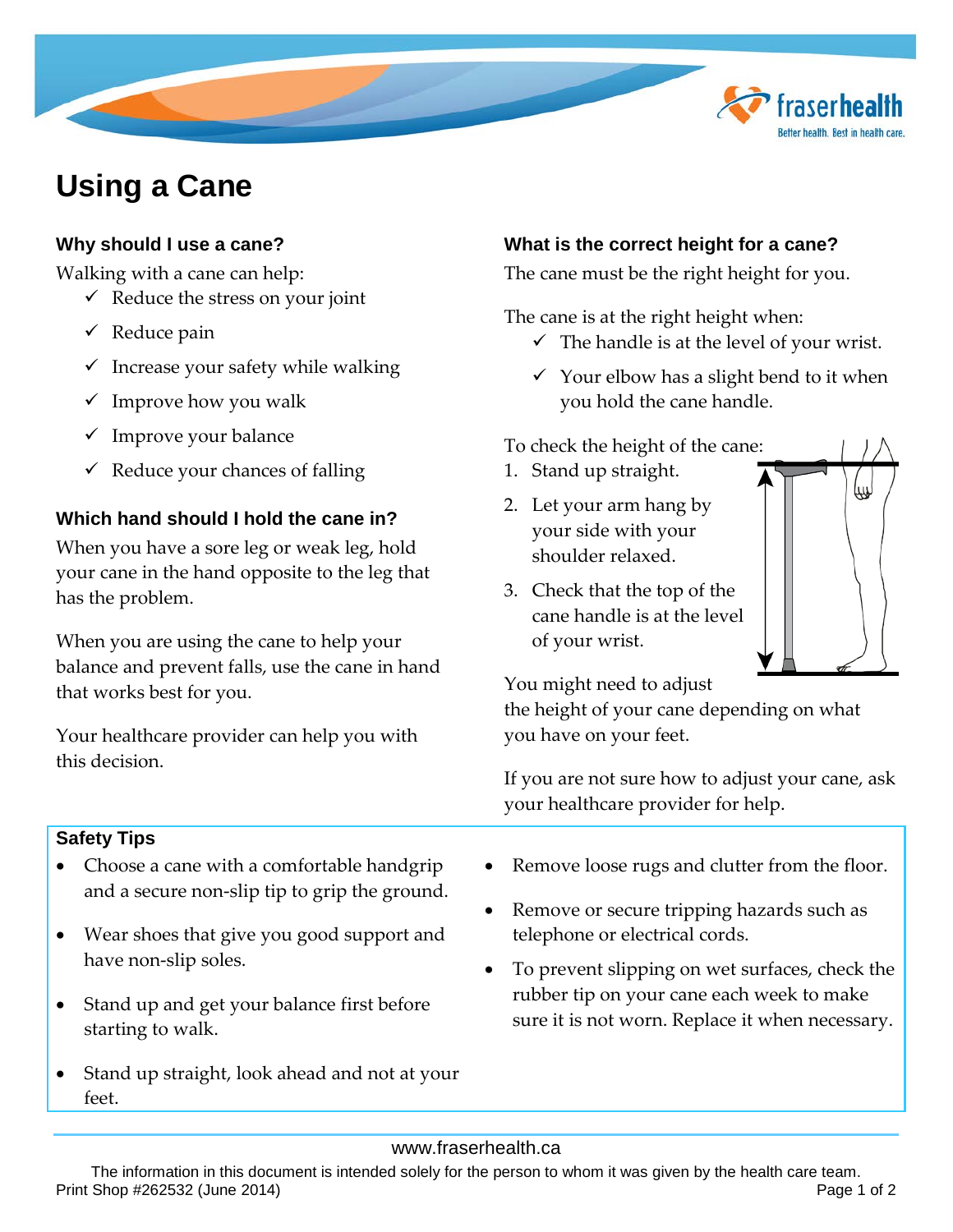# Using a Cane

## Why should I use a cane?

Walking with a cane can help:

- ✓ Reduce the stress on your joint
- ✓ Reduce pain
- ✓ Increase your safety while walking
- ✓ Improve how you walk
- ✓ Improve your balance
- ✓ Reduce your chances of falling

## Which hand should I hold the cane in?

When you have a sore leg or weak leg, hold your cane in the hand opposite to the leg that has the problem.

When you are using the cane to help your balance and prevent falls, use the cane in hand that works best for you.

Your healthcare provider can help you with this decision.

## What is the correct height for a cane?

The cane must be the right height for you.

The cane is at the right height when:

- ✓ The handle is at the level of your wrist.
- ✓ Your elbow has a slight bend to it when you hold the cane handle.

To check the height of the cane:

1. Stand up straight.
2. Let your arm hang by your side with your shoulder relaxed.
3. Check that the top of the cane handle is at the level of your wrist.

You might need to adjust the height of your cane depending on what you have on your feet.

If you are not sure how to adjust your cane, ask your healthcare provider for help.

## Safety Tips

- Choose a cane with a comfortable handgrip and a secure non-slip tip to grip the ground.
- Wear shoes that give you good support and have non-slip soles.
- Stand up and get your balance first before starting to walk.
- Stand up straight, look ahead and not at your feet.
- Remove loose rugs and clutter from the floor.
- Remove or secure tripping hazards such as telephone or electrical cords.
- To prevent slipping on wet surfaces, check the rubber tip on your cane each week to make sure it is not worn. Replace it when necessary.

www.fraserhealth.ca

The information in this document is intended solely for the person to whom it was given by the health care team.

Print Shop #262532 (June 2014)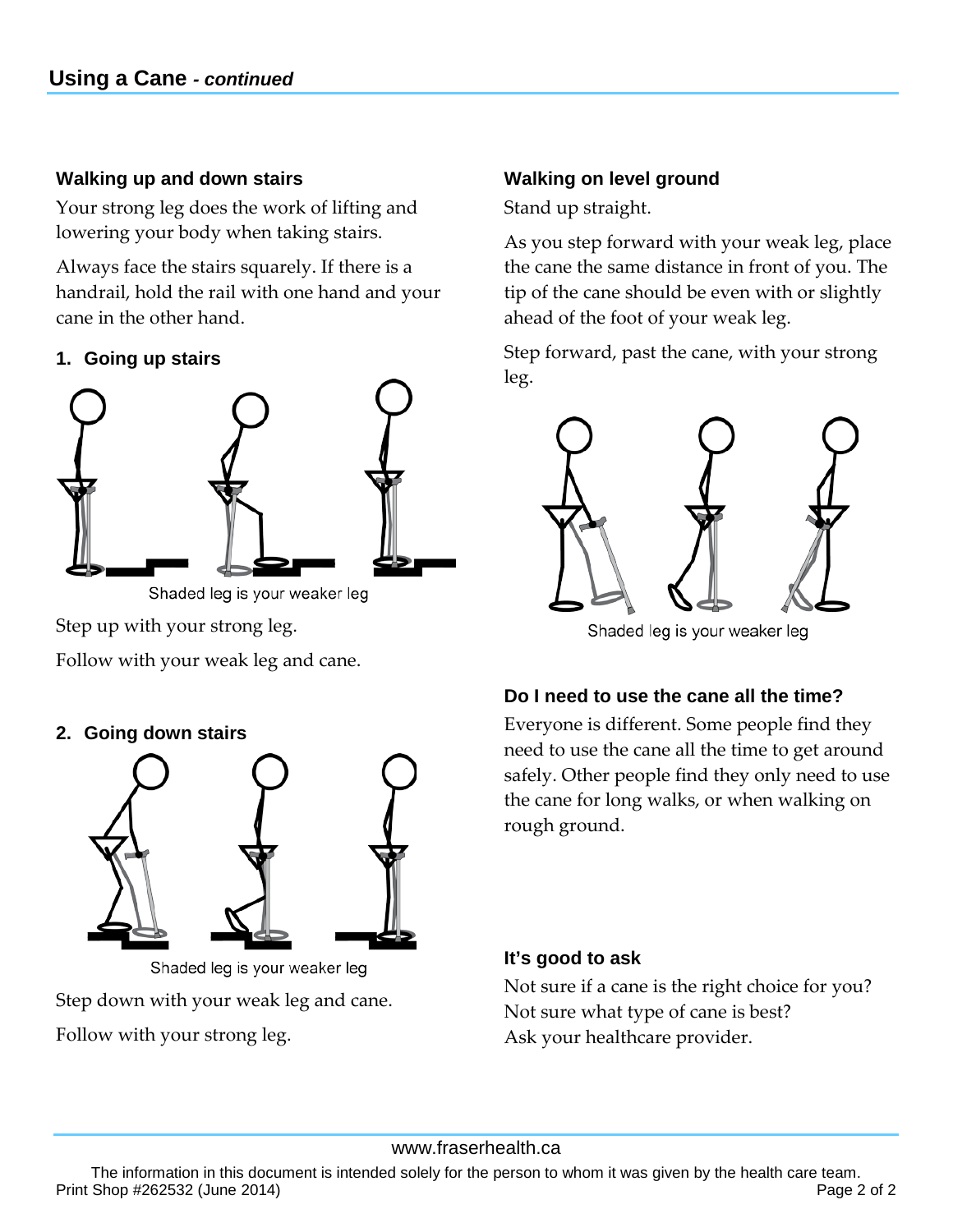## Using a Cane - *continued*

### Walking up and down stairs

Your strong leg does the work of lifting and lowering your body when taking stairs.

Always face the stairs squarely. If there is a handrail, hold the rail with one hand and your cane in the other hand.

#### 1. Going up stairs

Shaded leg is your weaker leg

Step up with your strong leg.

Follow with your weak leg and cane.

#### 2. Going down stairs

Shaded leg is your weaker leg

Step down with your weak leg and cane.

Follow with your strong leg.

### Walking on level ground

Stand up straight.

As you step forward with your weak leg, place the cane the same distance in front of you. The tip of the cane should be even with or slightly ahead of the foot of your weak leg.

Step forward, past the cane, with your strong leg.

Shaded leg is your weaker leg

### Do I need to use the cane all the time?

Everyone is different. Some people find they need to use the cane all the time to get around safely. Other people find they only need to use the cane for long walks, or when walking on rough ground.

### It's good to ask

Not sure if a cane is the right choice for you?
Not sure what type of cane is best?
Ask your healthcare provider.

www.fraserhealth.ca

The information in this document is intended solely for the person to whom it was given by the health care team.
Print Shop #262532 (June 2014)